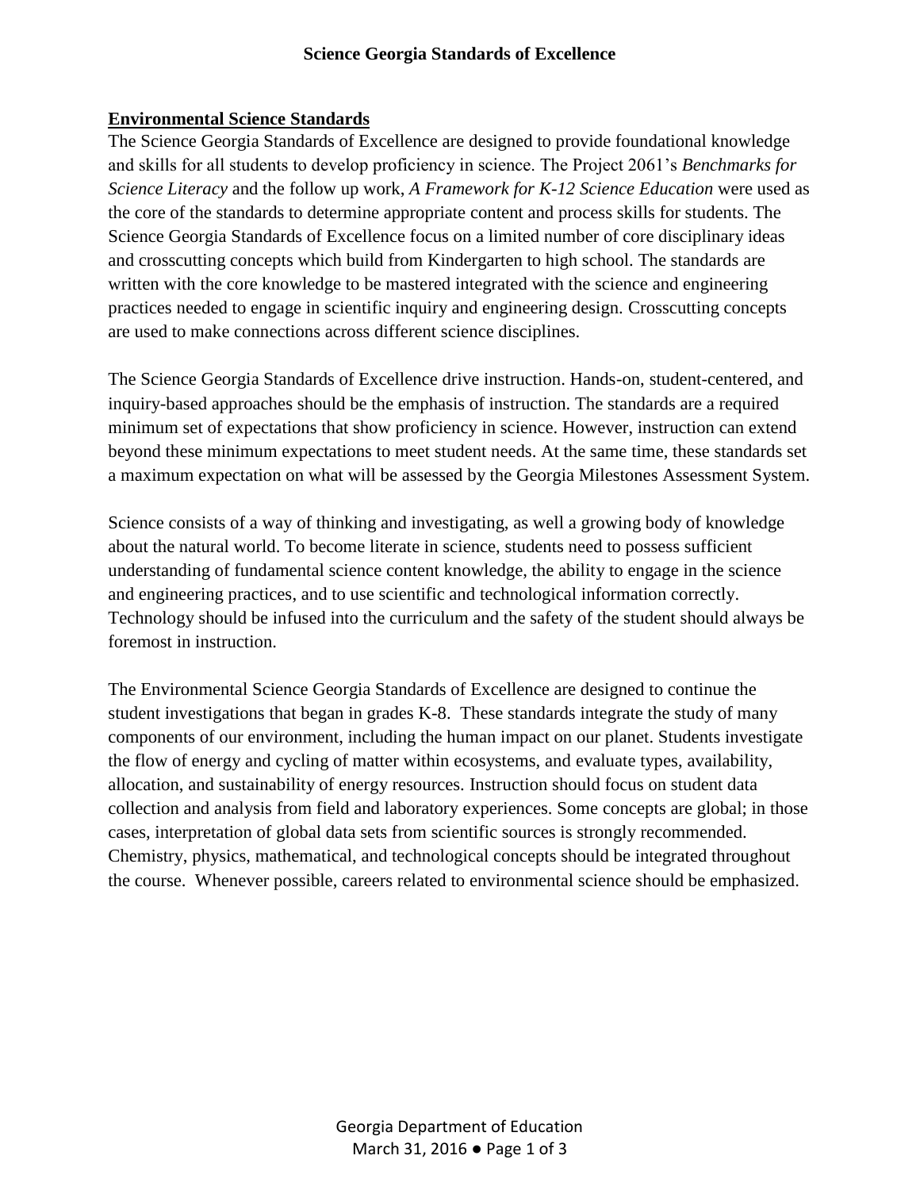# Science Georgia Standards of Excellence

## Environmental Science Standards

The Science Georgia Standards of Excellence are designed to provide foundational knowledge and skills for all students to develop proficiency in science. The Project 2061's *Benchmarks for Science Literacy* and the follow up work, *A Framework for K-12 Science Education* were used as the core of the standards to determine appropriate content and process skills for students. The Science Georgia Standards of Excellence focus on a limited number of core disciplinary ideas and crosscutting concepts which build from Kindergarten to high school. The standards are written with the core knowledge to be mastered integrated with the science and engineering practices needed to engage in scientific inquiry and engineering design. Crosscutting concepts are used to make connections across different science disciplines.

The Science Georgia Standards of Excellence drive instruction. Hands-on, student-centered, and inquiry-based approaches should be the emphasis of instruction. The standards are a required minimum set of expectations that show proficiency in science. However, instruction can extend beyond these minimum expectations to meet student needs. At the same time, these standards set a maximum expectation on what will be assessed by the Georgia Milestones Assessment System.

Science consists of a way of thinking and investigating, as well a growing body of knowledge about the natural world. To become literate in science, students need to possess sufficient understanding of fundamental science content knowledge, the ability to engage in the science and engineering practices, and to use scientific and technological information correctly. Technology should be infused into the curriculum and the safety of the student should always be foremost in instruction.

The Environmental Science Georgia Standards of Excellence are designed to continue the student investigations that began in grades K-8. These standards integrate the study of many components of our environment, including the human impact on our planet. Students investigate the flow of energy and cycling of matter within ecosystems, and evaluate types, availability, allocation, and sustainability of energy resources. Instruction should focus on student data collection and analysis from field and laboratory experiences. Some concepts are global; in those cases, interpretation of global data sets from scientific sources is strongly recommended. Chemistry, physics, mathematical, and technological concepts should be integrated throughout the course. Whenever possible, careers related to environmental science should be emphasized.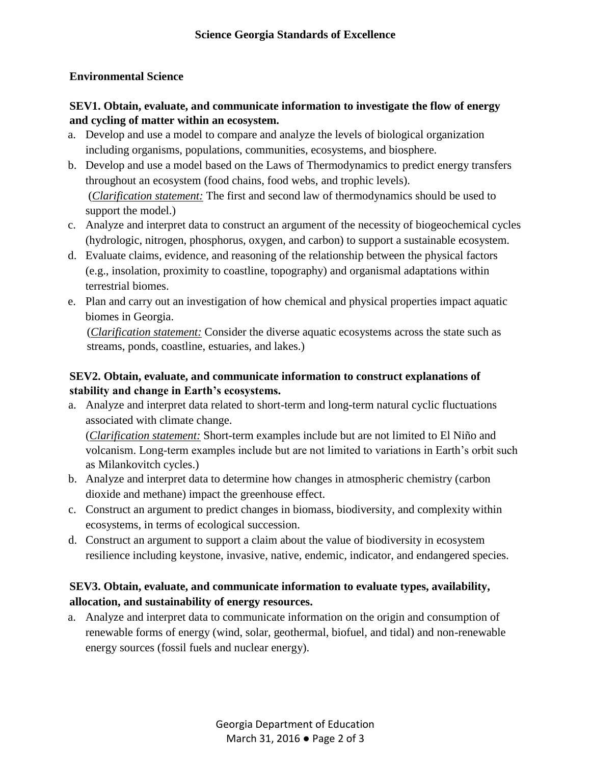## Science Georgia Standards of Excellence

### Environmental Science

**SEV1. Obtain, evaluate, and communicate information to investigate the flow of energy and cycling of matter within an ecosystem.**

a. Develop and use a model to compare and analyze the levels of biological organization including organisms, populations, communities, ecosystems, and biosphere.
b. Develop and use a model based on the Laws of Thermodynamics to predict energy transfers throughout an ecosystem (food chains, food webs, and trophic levels).
   (*Clarification statement:* The first and second law of thermodynamics should be used to support the model.)
c. Analyze and interpret data to construct an argument of the necessity of biogeochemical cycles (hydrologic, nitrogen, phosphorus, oxygen, and carbon) to support a sustainable ecosystem.
d. Evaluate claims, evidence, and reasoning of the relationship between the physical factors (e.g., insolation, proximity to coastline, topography) and organismal adaptations within terrestrial biomes.
e. Plan and carry out an investigation of how chemical and physical properties impact aquatic biomes in Georgia.
   (*Clarification statement:* Consider the diverse aquatic ecosystems across the state such as streams, ponds, coastline, estuaries, and lakes.)

**SEV2. Obtain, evaluate, and communicate information to construct explanations of stability and change in Earth's ecosystems.**

a. Analyze and interpret data related to short-term and long-term natural cyclic fluctuations associated with climate change.
   (*Clarification statement:* Short-term examples include but are not limited to El Niño and volcanism. Long-term examples include but are not limited to variations in Earth's orbit such as Milankovitch cycles.)
b. Analyze and interpret data to determine how changes in atmospheric chemistry (carbon dioxide and methane) impact the greenhouse effect.
c. Construct an argument to predict changes in biomass, biodiversity, and complexity within ecosystems, in terms of ecological succession.
d. Construct an argument to support a claim about the value of biodiversity in ecosystem resilience including keystone, invasive, native, endemic, indicator, and endangered species.

**SEV3. Obtain, evaluate, and communicate information to evaluate types, availability, allocation, and sustainability of energy resources.**

a. Analyze and interpret data to communicate information on the origin and consumption of renewable forms of energy (wind, solar, geothermal, biofuel, and tidal) and non-renewable energy sources (fossil fuels and nuclear energy).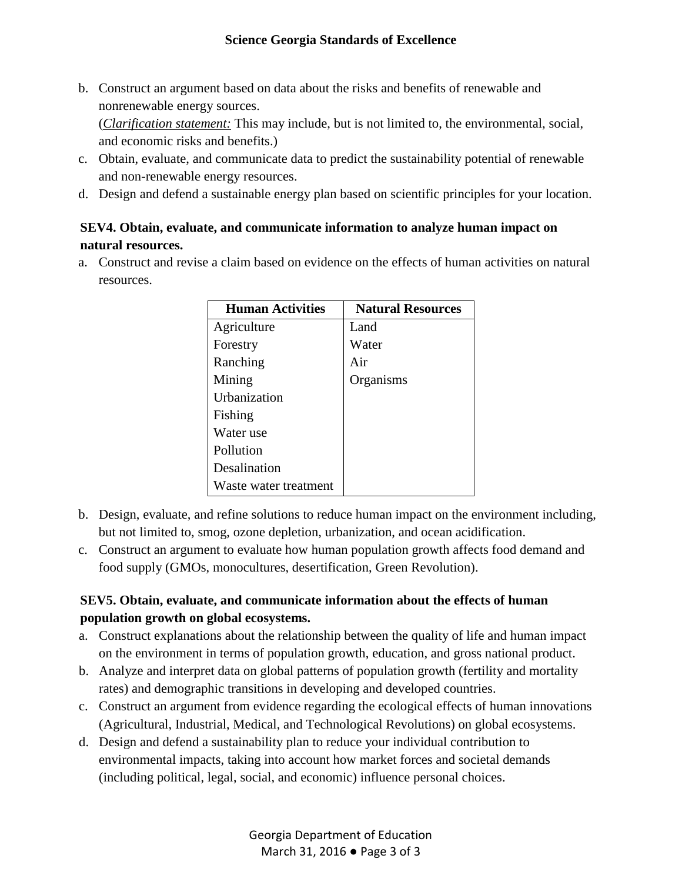b. Construct an argument based on data about the risks and benefits of renewable and nonrenewable energy sources.
   (*Clarification statement:* This may include, but is not limited to, the environmental, social, and economic risks and benefits.)
c. Obtain, evaluate, and communicate data to predict the sustainability potential of renewable and non-renewable energy resources.
d. Design and defend a sustainable energy plan based on scientific principles for your location.

**SEV4. Obtain, evaluate, and communicate information to analyze human impact on natural resources.**

a. Construct and revise a claim based on evidence on the effects of human activities on natural resources.

| Human Activities | Natural Resources |
|---|---|
| Agriculture | Land |
| Forestry | Water |
| Ranching | Air |
| Mining | Organisms |
| Urbanization | |
| Fishing | |
| Water use | |
| Pollution | |
| Desalination | |
| Waste water treatment | |

b. Design, evaluate, and refine solutions to reduce human impact on the environment including, but not limited to, smog, ozone depletion, urbanization, and ocean acidification.
c. Construct an argument to evaluate how human population growth affects food demand and food supply (GMOs, monocultures, desertification, Green Revolution).

**SEV5. Obtain, evaluate, and communicate information about the effects of human population growth on global ecosystems.**

a. Construct explanations about the relationship between the quality of life and human impact on the environment in terms of population growth, education, and gross national product.
b. Analyze and interpret data on global patterns of population growth (fertility and mortality rates) and demographic transitions in developing and developed countries.
c. Construct an argument from evidence regarding the ecological effects of human innovations (Agricultural, Industrial, Medical, and Technological Revolutions) on global ecosystems.
d. Design and defend a sustainability plan to reduce your individual contribution to environmental impacts, taking into account how market forces and societal demands (including political, legal, social, and economic) influence personal choices.